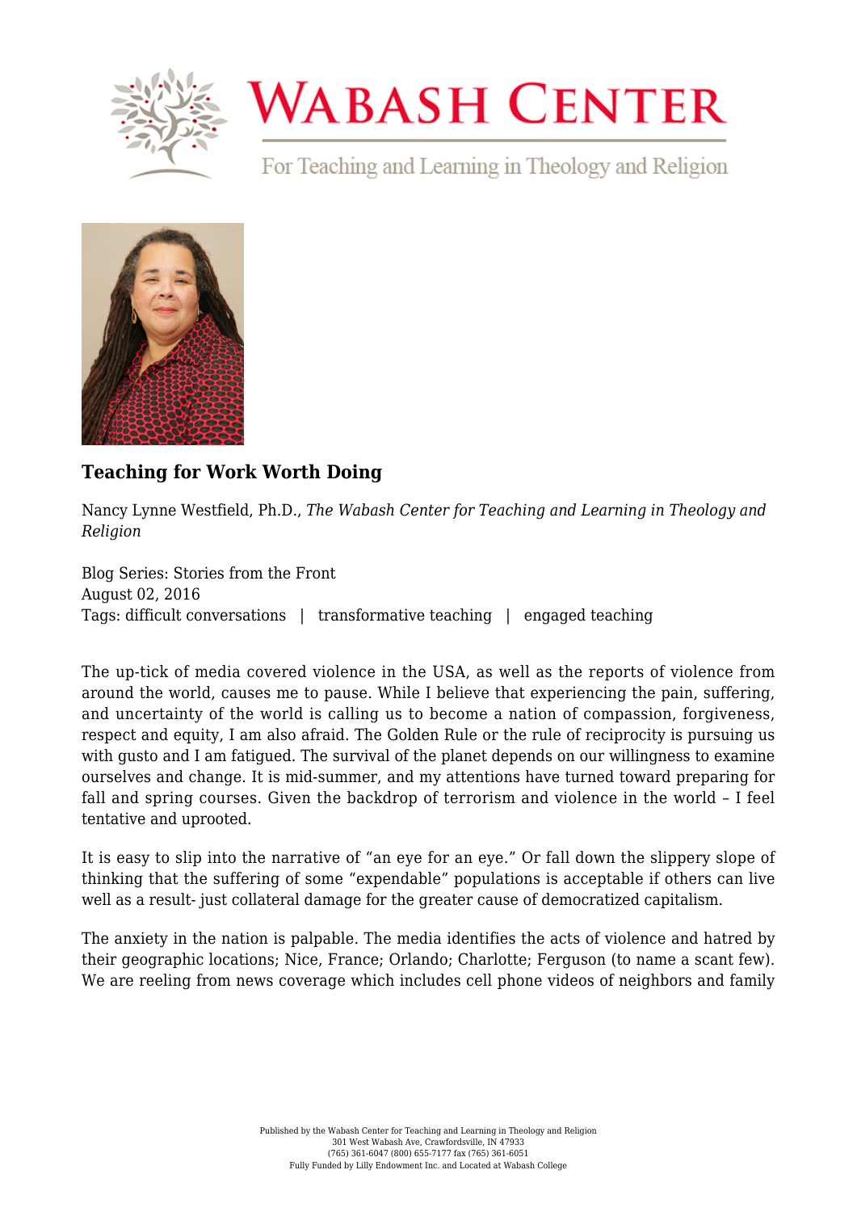# Teaching for Work Worth Doing

Nancy Lynne Westfield, Ph.D., *The Wabash Center for Teaching and Learning in Theology and Religion*

Blog Series: Stories from the Front
August 02, 2016
Tags: difficult conversations | transformative teaching | engaged teaching

The up-tick of media covered violence in the USA, as well as the reports of violence from around the world, causes me to pause. While I believe that experiencing the pain, suffering, and uncertainty of the world is calling us to become a nation of compassion, forgiveness, respect and equity, I am also afraid. The Golden Rule or the rule of reciprocity is pursuing us with gusto and I am fatigued. The survival of the planet depends on our willingness to examine ourselves and change. It is mid-summer, and my attentions have turned toward preparing for fall and spring courses. Given the backdrop of terrorism and violence in the world – I feel tentative and uprooted.

It is easy to slip into the narrative of "an eye for an eye." Or fall down the slippery slope of thinking that the suffering of some "expendable" populations is acceptable if others can live well as a result- just collateral damage for the greater cause of democratized capitalism.

The anxiety in the nation is palpable. The media identifies the acts of violence and hatred by their geographic locations; Nice, France; Orlando; Charlotte; Ferguson (to name a scant few). We are reeling from news coverage which includes cell phone videos of neighbors and family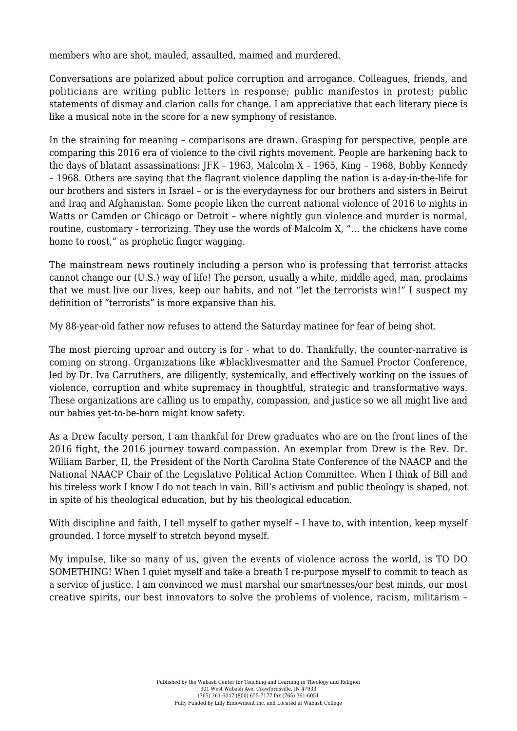members who are shot, mauled, assaulted, maimed and murdered.

Conversations are polarized about police corruption and arrogance. Colleagues, friends, and politicians are writing public letters in response; public manifestos in protest; public statements of dismay and clarion calls for change. I am appreciative that each literary piece is like a musical note in the score for a new symphony of resistance.

In the straining for meaning – comparisons are drawn. Grasping for perspective, people are comparing this 2016 era of violence to the civil rights movement. People are harkening back to the days of blatant assassinations: JFK – 1963, Malcolm X – 1965, King – 1968, Bobby Kennedy – 1968. Others are saying that the flagrant violence dappling the nation is a-day-in-the-life for our brothers and sisters in Israel – or is the everydayness for our brothers and sisters in Beirut and Iraq and Afghanistan. Some people liken the current national violence of 2016 to nights in Watts or Camden or Chicago or Detroit – where nightly gun violence and murder is normal, routine, customary - terrorizing. They use the words of Malcolm X, "... the chickens have come home to roost," as prophetic finger wagging.

The mainstream news routinely including a person who is professing that terrorist attacks cannot change our (U.S.) way of life! The person, usually a white, middle aged, man, proclaims that we must live our lives, keep our habits, and not "let the terrorists win!" I suspect my definition of "terrorists" is more expansive than his.

My 88-year-old father now refuses to attend the Saturday matinee for fear of being shot.

The most piercing uproar and outcry is for - what to do. Thankfully, the counter-narrative is coming on strong. Organizations like #blacklivesmatter and the Samuel Proctor Conference, led by Dr. Iva Carruthers, are diligently, systemically, and effectively working on the issues of violence, corruption and white supremacy in thoughtful, strategic and transformative ways. These organizations are calling us to empathy, compassion, and justice so we all might live and our babies yet-to-be-born might know safety.

As a Drew faculty person, I am thankful for Drew graduates who are on the front lines of the 2016 fight, the 2016 journey toward compassion. An exemplar from Drew is the Rev. Dr. William Barber, II, the President of the North Carolina State Conference of the NAACP and the National NAACP Chair of the Legislative Political Action Committee. When I think of Bill and his tireless work I know I do not teach in vain. Bill's activism and public theology is shaped, not in spite of his theological education, but by his theological education.

With discipline and faith, I tell myself to gather myself – I have to, with intention, keep myself grounded. I force myself to stretch beyond myself.

My impulse, like so many of us, given the events of violence across the world, is TO DO SOMETHING! When I quiet myself and take a breath I re-purpose myself to commit to teach as a service of justice. I am convinced we must marshal our smartnesses/our best minds, our most creative spirits, our best innovators to solve the problems of violence, racism, militarism –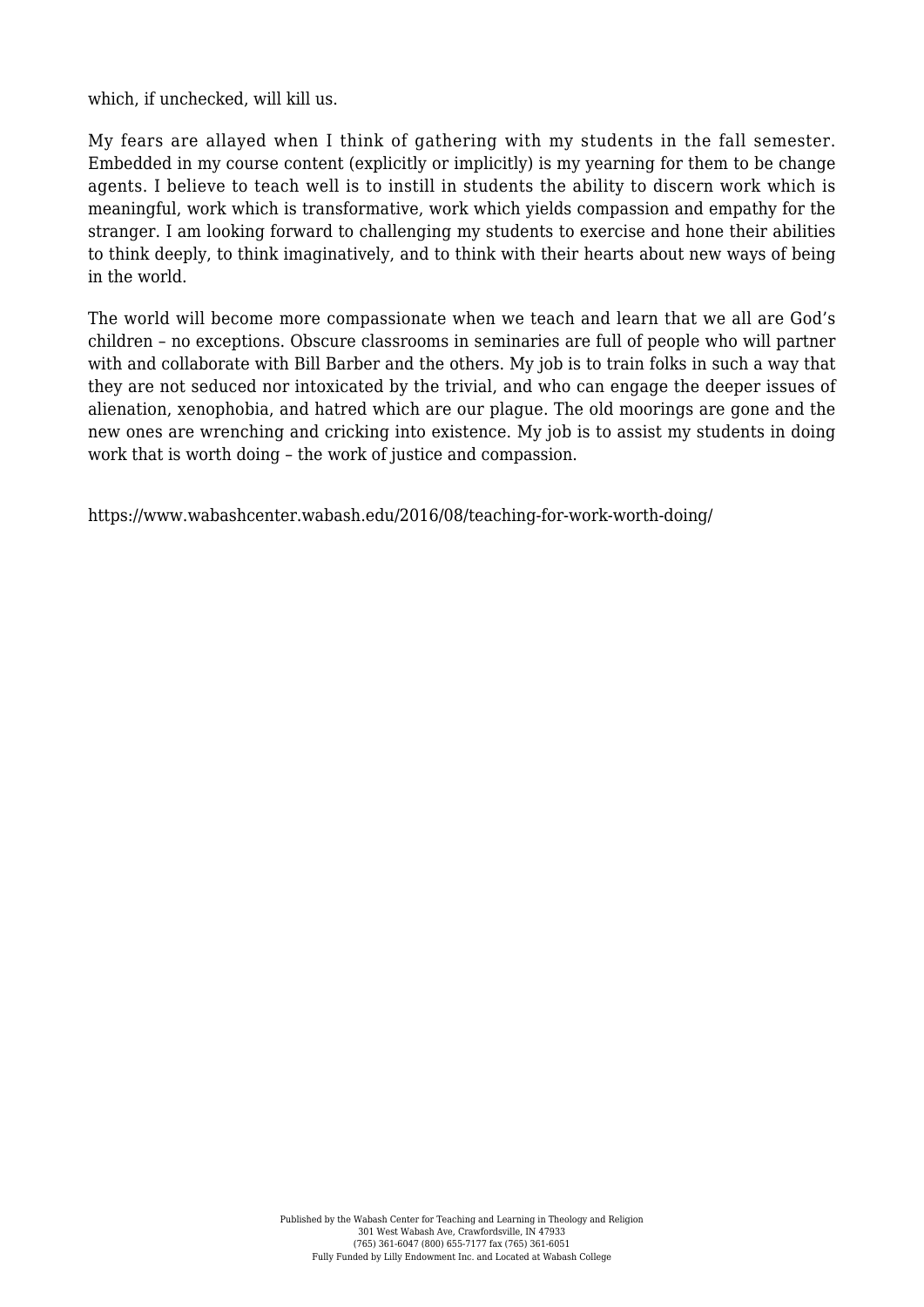which, if unchecked, will kill us.

My fears are allayed when I think of gathering with my students in the fall semester. Embedded in my course content (explicitly or implicitly) is my yearning for them to be change agents. I believe to teach well is to instill in students the ability to discern work which is meaningful, work which is transformative, work which yields compassion and empathy for the stranger. I am looking forward to challenging my students to exercise and hone their abilities to think deeply, to think imaginatively, and to think with their hearts about new ways of being in the world.

The world will become more compassionate when we teach and learn that we all are God's children – no exceptions. Obscure classrooms in seminaries are full of people who will partner with and collaborate with Bill Barber and the others. My job is to train folks in such a way that they are not seduced nor intoxicated by the trivial, and who can engage the deeper issues of alienation, xenophobia, and hatred which are our plague. The old moorings are gone and the new ones are wrenching and cricking into existence. My job is to assist my students in doing work that is worth doing – the work of justice and compassion.

https://www.wabashcenter.wabash.edu/2016/08/teaching-for-work-worth-doing/